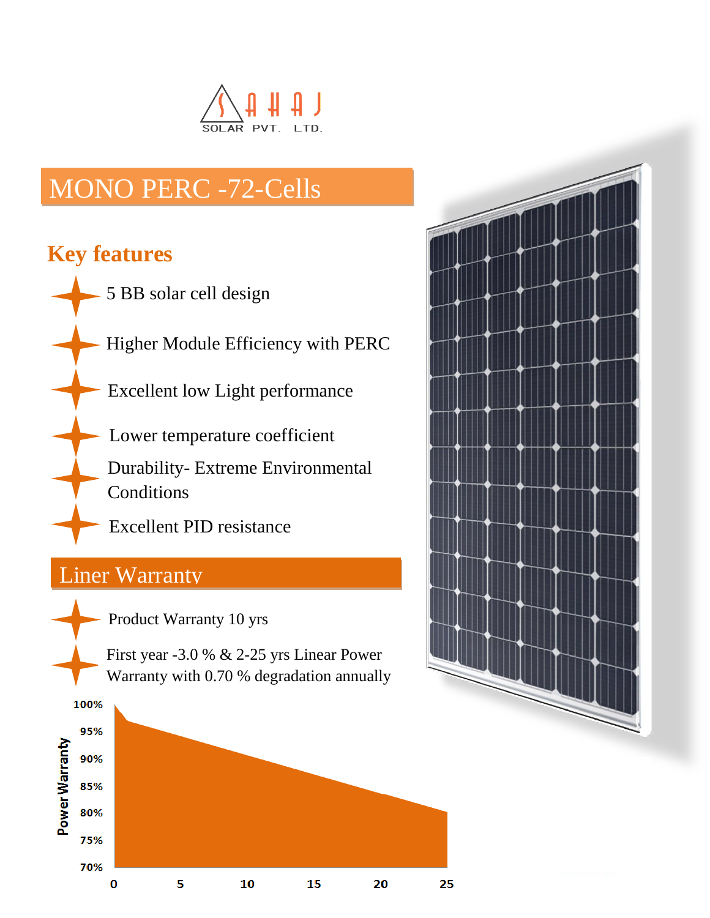SAHAJ SOLAR PVT. LTD.

# MONO PERC -72-Cells

## Key features

- 5 BB solar cell design
- Higher Module Efficiency with PERC
- Excellent low Light performance
- Lower temperature coefficient
- Durability- Extreme Environmental Conditions
- Excellent PID resistance

## Liner Warranty

- Product Warranty 10 yrs
- First year -3.0 % & 2-25 yrs Linear Power Warranty with 0.70 % degradation annually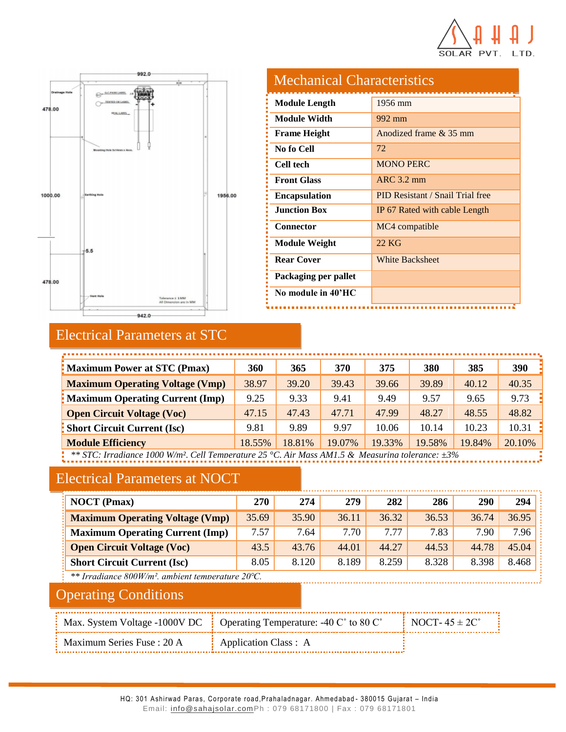SAHAJ SOLAR PVT. LTD.

992.0

Drainage Hole

478.00

1000.00

1956.00

Earthing Hole

Mounting Hole

5.5

478.00

Vent Hole

Tolerance ± 1MM
All Dimension are in MM

942.0

## Mechanical Characteristics

| | |
|---|---|
| **Module Length** | 1956 mm |
| **Module Width** | 992 mm |
| **Frame Height** | Anodized frame & 35 mm |
| **No fo Cell** | 72 |
| **Cell tech** | MONO PERC |
| **Front Glass** | ARC 3.2 mm |
| **Encapsulation** | PID Resistant / Snail Trial free |
| **Junction Box** | IP 67 Rated with cable Length |
| **Connector** | MC4 compatible |
| **Module Weight** | 22 KG |
| **Rear Cover** | White Backsheet |
| **Packaging per pallet** | |
| **No module in 40'HC** | |

## Electrical Parameters at STC

| **Maximum Power at STC (Pmax)** | **360** | **365** | **370** | **375** | **380** | **385** | **390** |
|---|---|---|---|---|---|---|---|
| **Maximum Operating Voltage (Vmp)** | 38.97 | 39.20 | 39.43 | 39.66 | 39.89 | 40.12 | 40.35 |
| **Maximum Operating Current (Imp)** | 9.25 | 9.33 | 9.41 | 9.49 | 9.57 | 9.65 | 9.73 |
| **Open Circuit Voltage (Voc)** | 47.15 | 47.43 | 47.71 | 47.99 | 48.27 | 48.55 | 48.82 |
| **Short Circuit Current (Isc)** | 9.81 | 9.89 | 9.97 | 10.06 | 10.14 | 10.23 | 10.31 |
| **Module Efficiency** | 18.55% | 18.81% | 19.07% | 19.33% | 19.58% | 19.84% | 20.10% |

*** STC: Irradiance 1000 W/m². Cell Temperature 25 °C. Air Mass AM1.5 & Measuring tolerance: ±3%*

## Electrical Parameters at NOCT

| **NOCT (Pmax)** | **270** | **274** | **279** | **282** | **286** | **290** | **294** |
|---|---|---|---|---|---|---|---|
| **Maximum Operating Voltage (Vmp)** | 35.69 | 35.90 | 36.11 | 36.32 | 36.53 | 36.74 | 36.95 |
| **Maximum Operating Current (Imp)** | 7.57 | 7.64 | 7.70 | 7.77 | 7.83 | 7.90 | 7.96 |
| **Open Circuit Voltage (Voc)** | 43.5 | 43.76 | 44.01 | 44.27 | 44.53 | 44.78 | 45.04 |
| **Short Circuit Current (Isc)** | 8.05 | 8.120 | 8.189 | 8.259 | 8.328 | 8.398 | 8.468 |

*** Irradiance 800W/m². ambient temperature 20°C.*

## Operating Conditions

| | | |
|---|---|---|
| Max. System Voltage -1000V DC | Operating Temperature: -40 C˚ to 80 C˚ | NOCT- 45 ± 2C˚ |
| Maximum Series Fuse : 20 A | Application Class : A | |

HQ: 301 Ashirwad Paras, Corporate road,Prahaladnagar. Ahmedabad- 380015 Gujarat – India
Email: info@sahajsolar.com Ph : 079 68171800 | Fax : 079 68171801